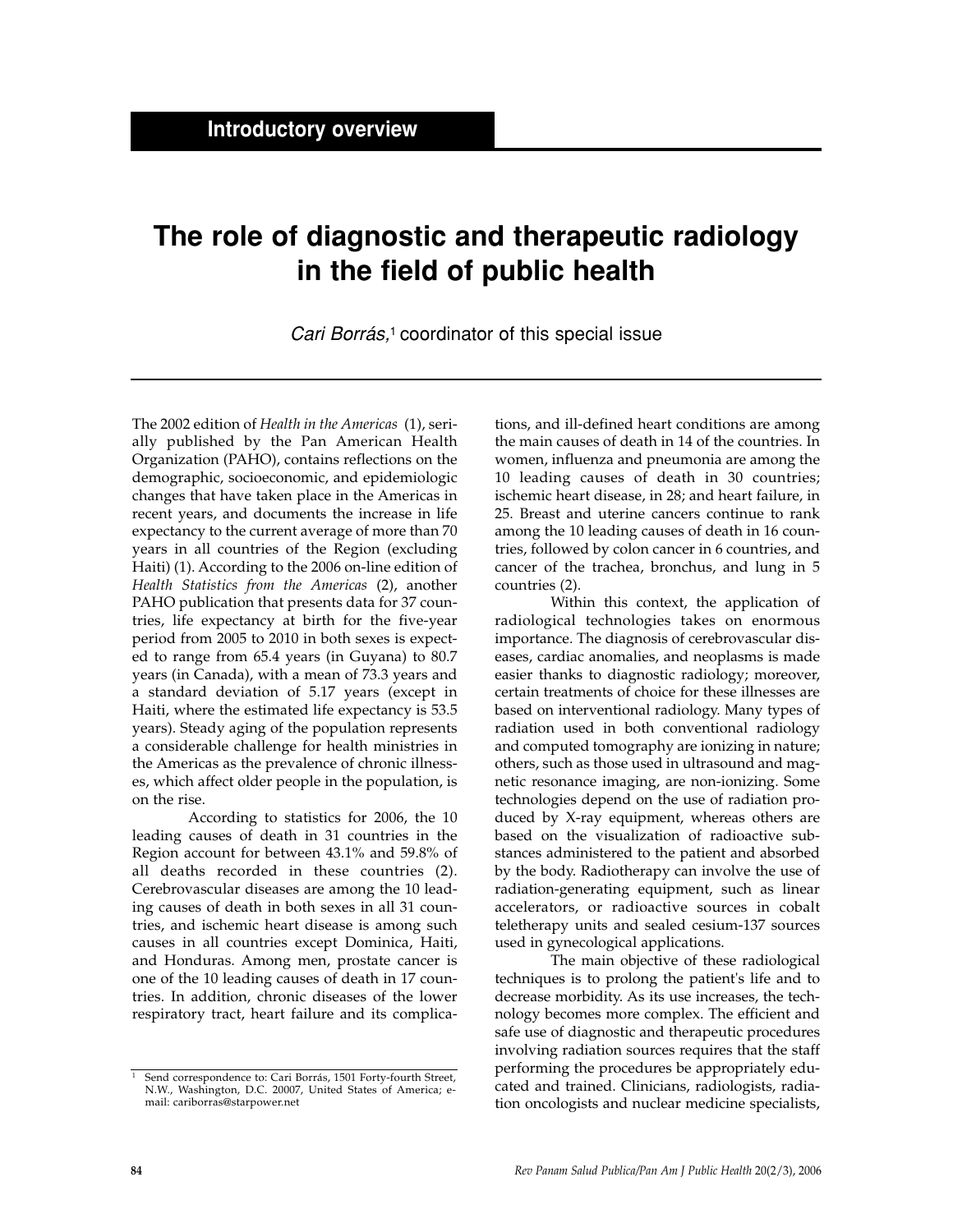## Introductory overview

# The role of diagnostic and therapeutic radiology in the field of public health

*Cari Borrás*,[1] coordinator of this special issue

The 2002 edition of *Health in the Americas* (1), serially published by the Pan American Health Organization (PAHO), contains reflections on the demographic, socioeconomic, and epidemiologic changes that have taken place in the Americas in recent years, and documents the increase in life expectancy to the current average of more than 70 years in all countries of the Region (excluding Haiti) (1). According to the 2006 on-line edition of *Health Statistics from the Americas* (2), another PAHO publication that presents data for 37 countries, life expectancy at birth for the five-year period from 2005 to 2010 in both sexes is expected to range from 65.4 years (in Guyana) to 80.7 years (in Canada), with a mean of 73.3 years and a standard deviation of 5.17 years (except in Haiti, where the estimated life expectancy is 53.5 years). Steady aging of the population represents a considerable challenge for health ministries in the Americas as the prevalence of chronic illnesses, which affect older people in the population, is on the rise.

According to statistics for 2006, the 10 leading causes of death in 31 countries in the Region account for between 43.1% and 59.8% of all deaths recorded in these countries (2). Cerebrovascular diseases are among the 10 leading causes of death in both sexes in all 31 countries, and ischemic heart disease is among such causes in all countries except Dominica, Haiti, and Honduras. Among men, prostate cancer is one of the 10 leading causes of death in 17 countries. In addition, chronic diseases of the lower respiratory tract, heart failure and its complications, and ill-defined heart conditions are among the main causes of death in 14 of the countries. In women, influenza and pneumonia are among the 10 leading causes of death in 30 countries; ischemic heart disease, in 28; and heart failure, in 25. Breast and uterine cancers continue to rank among the 10 leading causes of death in 16 countries, followed by colon cancer in 6 countries, and cancer of the trachea, bronchus, and lung in 5 countries (2).

Within this context, the application of radiological technologies takes on enormous importance. The diagnosis of cerebrovascular diseases, cardiac anomalies, and neoplasms is made easier thanks to diagnostic radiology; moreover, certain treatments of choice for these illnesses are based on interventional radiology. Many types of radiation used in both conventional radiology and computed tomography are ionizing in nature; others, such as those used in ultrasound and magnetic resonance imaging, are non-ionizing. Some technologies depend on the use of radiation produced by X-ray equipment, whereas others are based on the visualization of radioactive substances administered to the patient and absorbed by the body. Radiotherapy can involve the use of radiation-generating equipment, such as linear accelerators, or radioactive sources in cobalt teletherapy units and sealed cesium-137 sources used in gynecological applications.

The main objective of these radiological techniques is to prolong the patient's life and to decrease morbidity. As its use increases, the technology becomes more complex. The efficient and safe use of diagnostic and therapeutic procedures involving radiation sources requires that the staff performing the procedures be appropriately educated and trained. Clinicians, radiologists, radiation oncologists and nuclear medicine specialists,

[1] Send correspondence to: Cari Borrás, 1501 Forty-fourth Street, N.W., Washington, D.C. 20007, United States of America; e-mail: cariborras@starpower.net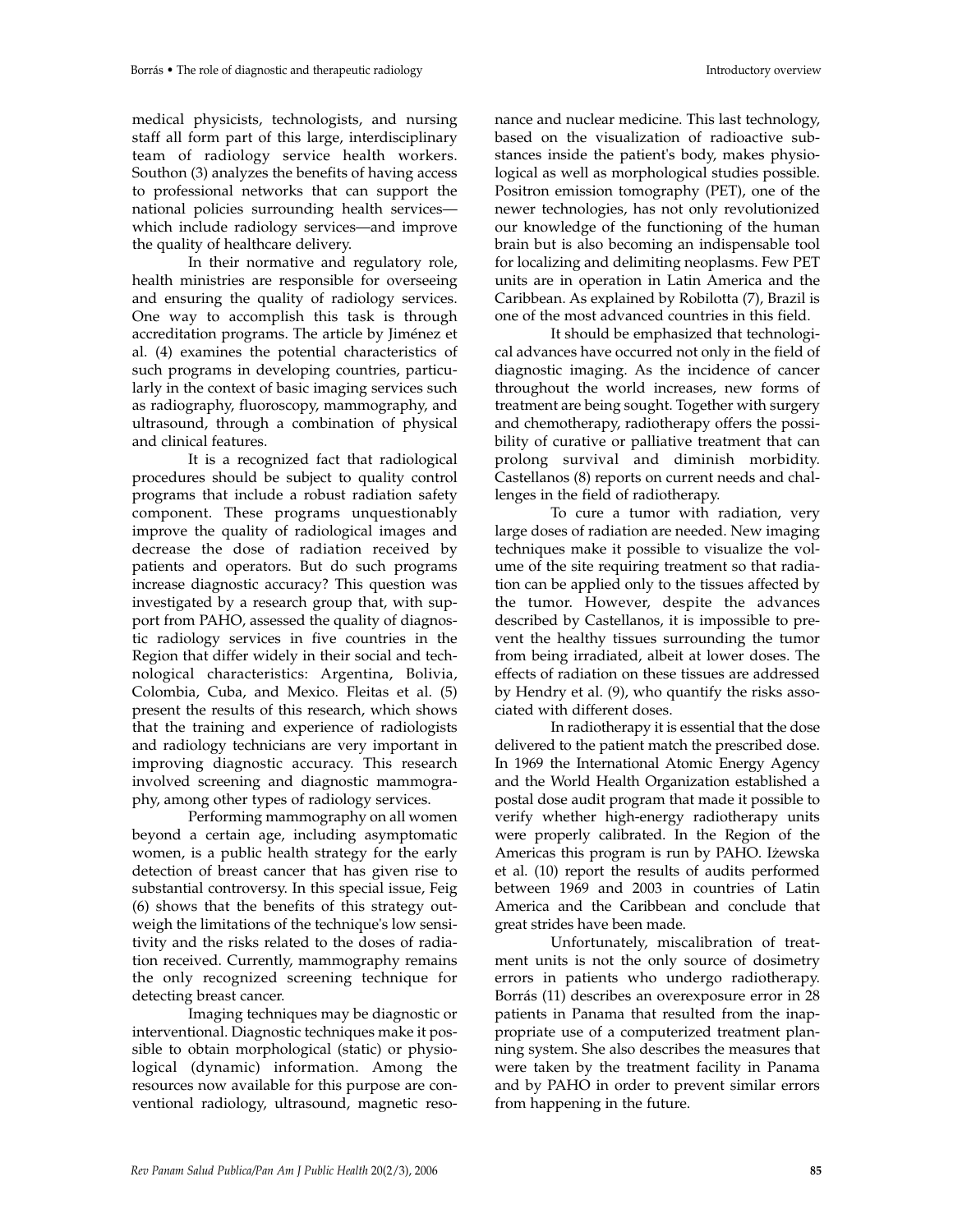medical physicists, technologists, and nursing staff all form part of this large, interdisciplinary team of radiology service health workers. Southon (3) analyzes the benefits of having access to professional networks that can support the national policies surrounding health services—which include radiology services—and improve the quality of healthcare delivery.

In their normative and regulatory role, health ministries are responsible for overseeing and ensuring the quality of radiology services. One way to accomplish this task is through accreditation programs. The article by Jiménez et al. (4) examines the potential characteristics of such programs in developing countries, particularly in the context of basic imaging services such as radiography, fluoroscopy, mammography, and ultrasound, through a combination of physical and clinical features.

It is a recognized fact that radiological procedures should be subject to quality control programs that include a robust radiation safety component. These programs unquestionably improve the quality of radiological images and decrease the dose of radiation received by patients and operators. But do such programs increase diagnostic accuracy? This question was investigated by a research group that, with support from PAHO, assessed the quality of diagnostic radiology services in five countries in the Region that differ widely in their social and technological characteristics: Argentina, Bolivia, Colombia, Cuba, and Mexico. Fleitas et al. (5) present the results of this research, which shows that the training and experience of radiologists and radiology technicians are very important in improving diagnostic accuracy. This research involved screening and diagnostic mammography, among other types of radiology services.

Performing mammography on all women beyond a certain age, including asymptomatic women, is a public health strategy for the early detection of breast cancer that has given rise to substantial controversy. In this special issue, Feig (6) shows that the benefits of this strategy outweigh the limitations of the technique's low sensitivity and the risks related to the doses of radiation received. Currently, mammography remains the only recognized screening technique for detecting breast cancer.

Imaging techniques may be diagnostic or interventional. Diagnostic techniques make it possible to obtain morphological (static) or physiological (dynamic) information. Among the resources now available for this purpose are conventional radiology, ultrasound, magnetic resonance and nuclear medicine. This last technology, based on the visualization of radioactive substances inside the patient's body, makes physiological as well as morphological studies possible. Positron emission tomography (PET), one of the newer technologies, has not only revolutionized our knowledge of the functioning of the human brain but is also becoming an indispensable tool for localizing and delimiting neoplasms. Few PET units are in operation in Latin America and the Caribbean. As explained by Robilotta (7), Brazil is one of the most advanced countries in this field.

It should be emphasized that technological advances have occurred not only in the field of diagnostic imaging. As the incidence of cancer throughout the world increases, new forms of treatment are being sought. Together with surgery and chemotherapy, radiotherapy offers the possibility of curative or palliative treatment that can prolong survival and diminish morbidity. Castellanos (8) reports on current needs and challenges in the field of radiotherapy.

To cure a tumor with radiation, very large doses of radiation are needed. New imaging techniques make it possible to visualize the volume of the site requiring treatment so that radiation can be applied only to the tissues affected by the tumor. However, despite the advances described by Castellanos, it is impossible to prevent the healthy tissues surrounding the tumor from being irradiated, albeit at lower doses. The effects of radiation on these tissues are addressed by Hendry et al. (9), who quantify the risks associated with different doses.

In radiotherapy it is essential that the dose delivered to the patient match the prescribed dose. In 1969 the International Atomic Energy Agency and the World Health Organization established a postal dose audit program that made it possible to verify whether high-energy radiotherapy units were properly calibrated. In the Region of the Americas this program is run by PAHO. Iżewska et al. (10) report the results of audits performed between 1969 and 2003 in countries of Latin America and the Caribbean and conclude that great strides have been made.

Unfortunately, miscalibration of treatment units is not the only source of dosimetry errors in patients who undergo radiotherapy. Borrás (11) describes an overexposure error in 28 patients in Panama that resulted from the inappropriate use of a computerized treatment planning system. She also describes the measures that were taken by the treatment facility in Panama and by PAHO in order to prevent similar errors from happening in the future.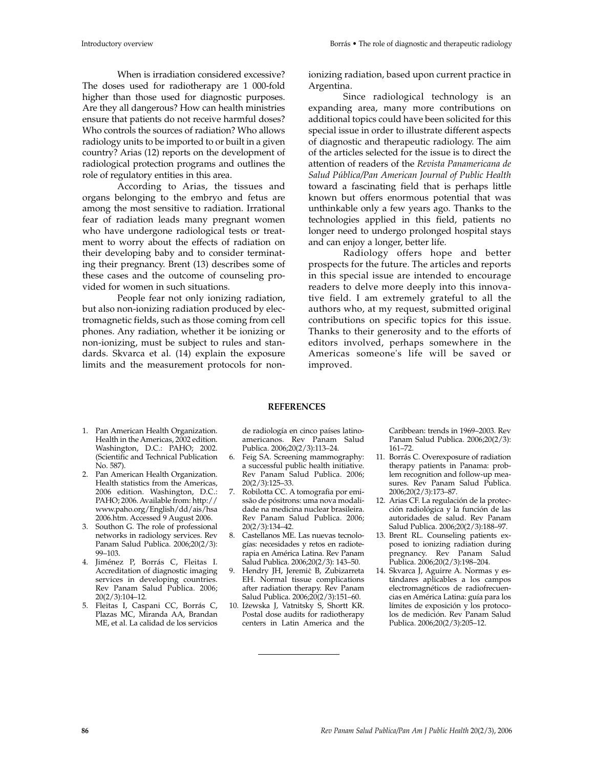When is irradiation considered excessive? The doses used for radiotherapy are 1 000-fold higher than those used for diagnostic purposes. Are they all dangerous? How can health ministries ensure that patients do not receive harmful doses? Who controls the sources of radiation? Who allows radiology units to be imported to or built in a given country? Arias (12) reports on the development of radiological protection programs and outlines the role of regulatory entities in this area.

According to Arias, the tissues and organs belonging to the embryo and fetus are among the most sensitive to radiation. Irrational fear of radiation leads many pregnant women who have undergone radiological tests or treatment to worry about the effects of radiation on their developing baby and to consider terminating their pregnancy. Brent (13) describes some of these cases and the outcome of counseling provided for women in such situations.

People fear not only ionizing radiation, but also non-ionizing radiation produced by electromagnetic fields, such as those coming from cell phones. Any radiation, whether it be ionizing or non-ionizing, must be subject to rules and standards. Skvarca et al. (14) explain the exposure limits and the measurement protocols for non-ionizing radiation, based upon current practice in Argentina.

Since radiological technology is an expanding area, many more contributions on additional topics could have been solicited for this special issue in order to illustrate different aspects of diagnostic and therapeutic radiology. The aim of the articles selected for the issue is to direct the attention of readers of the *Revista Panamericana de Salud Pública/Pan American Journal of Public Health* toward a fascinating field that is perhaps little known but offers enormous potential that was unthinkable only a few years ago. Thanks to the technologies applied in this field, patients no longer need to undergo prolonged hospital stays and can enjoy a longer, better life.

Radiology offers hope and better prospects for the future. The articles and reports in this special issue are intended to encourage readers to delve more deeply into this innovative field. I am extremely grateful to all the authors who, at my request, submitted original contributions on specific topics for this issue. Thanks to their generosity and to the efforts of editors involved, perhaps somewhere in the Americas someone's life will be saved or improved.

## REFERENCES

1. Pan American Health Organization. Health in the Americas, 2002 edition. Washington, D.C.: PAHO; 2002. (Scientific and Technical Publication No. 587).
2. Pan American Health Organization. Health statistics from the Americas, 2006 edition. Washington, D.C.: PAHO; 2006. Available from: http://www.paho.org/English/dd/ais/hsa2006.htm. Accessed 9 August 2006.
3. Southon G. The role of professional networks in radiology services. Rev Panam Salud Publica. 2006;20(2/3): 99–103.
4. Jiménez P, Borrás C, Fleitas I. Accreditation of diagnostic imaging services in developing countries. Rev Panam Salud Publica. 2006; 20(2/3):104–12.
5. Fleitas I, Caspani CC, Borrás C, Plazas MC, Miranda AA, Brandan ME, et al. La calidad de los servicios de radiología en cinco países latinoamericanos. Rev Panam Salud Publica. 2006;20(2/3):113–24.
6. Feig SA. Screening mammography: a successful public health initiative. Rev Panam Salud Publica. 2006; 20(2/3):125–33.
7. Robilotta CC. A tomografia por emissão de pósitrons: uma nova modalidade na medicina nuclear brasileira. Rev Panam Salud Publica. 2006; 20(2/3):134–42.
8. Castellanos ME. Las nuevas tecnologías: necesidades y retos en radioterapia en América Latina. Rev Panam Salud Publica. 2006;20(2/3): 143–50.
9. Hendry JH, Jeremić B, Zubizarreta EH. Normal tissue complications after radiation therapy. Rev Panam Salud Publica. 2006;20(2/3):151–60.
10. Iżewska J, Vatnitsky S, Shortt KR. Postal dose audits for radiotherapy centers in Latin America and the Caribbean: trends in 1969–2003. Rev Panam Salud Publica. 2006;20(2/3): 161–72.
11. Borrás C. Overexposure of radiation therapy patients in Panama: problem recognition and follow-up measures. Rev Panam Salud Publica. 2006;20(2/3):173–87.
12. Arias CF. La regulación de la protección radiológica y la función de las autoridades de salud. Rev Panam Salud Publica. 2006;20(2/3):188–97.
13. Brent RL. Counseling patients exposed to ionizing radiation during pregnancy. Rev Panam Salud Publica. 2006;20(2/3):198–204.
14. Skvarca J, Aguirre A. Normas y estándares aplicables a los campos electromagnéticos de radiofrecuencias en América Latina: guía para los límites de exposición y los protocolos de medición. Rev Panam Salud Publica. 2006;20(2/3):205–12.